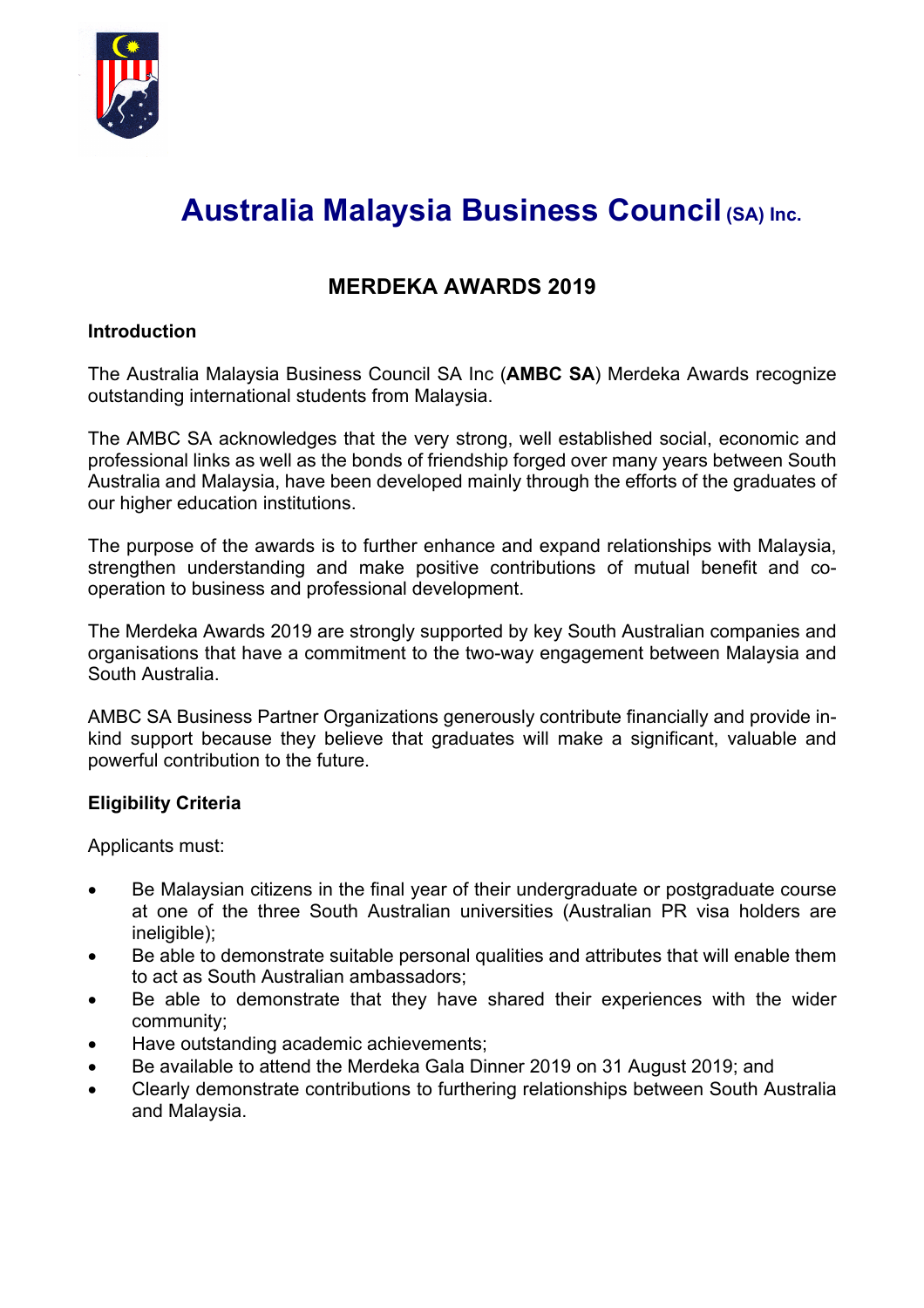# Australia Malaysia Business Council (SA) Inc.

## MERDEKA AWARDS 2019

### Introduction

The Australia Malaysia Business Council SA Inc (**AMBC SA**) Merdeka Awards recognize outstanding international students from Malaysia.

The AMBC SA acknowledges that the very strong, well established social, economic and professional links as well as the bonds of friendship forged over many years between South Australia and Malaysia, have been developed mainly through the efforts of the graduates of our higher education institutions.

The purpose of the awards is to further enhance and expand relationships with Malaysia, strengthen understanding and make positive contributions of mutual benefit and co-operation to business and professional development.

The Merdeka Awards 2019 are strongly supported by key South Australian companies and organisations that have a commitment to the two-way engagement between Malaysia and South Australia.

AMBC SA Business Partner Organizations generously contribute financially and provide in-kind support because they believe that graduates will make a significant, valuable and powerful contribution to the future.

### Eligibility Criteria

Applicants must:

- Be Malaysian citizens in the final year of their undergraduate or postgraduate course at one of the three South Australian universities (Australian PR visa holders are ineligible);
- Be able to demonstrate suitable personal qualities and attributes that will enable them to act as South Australian ambassadors;
- Be able to demonstrate that they have shared their experiences with the wider community;
- Have outstanding academic achievements;
- Be available to attend the Merdeka Gala Dinner 2019 on 31 August 2019; and
- Clearly demonstrate contributions to furthering relationships between South Australia and Malaysia.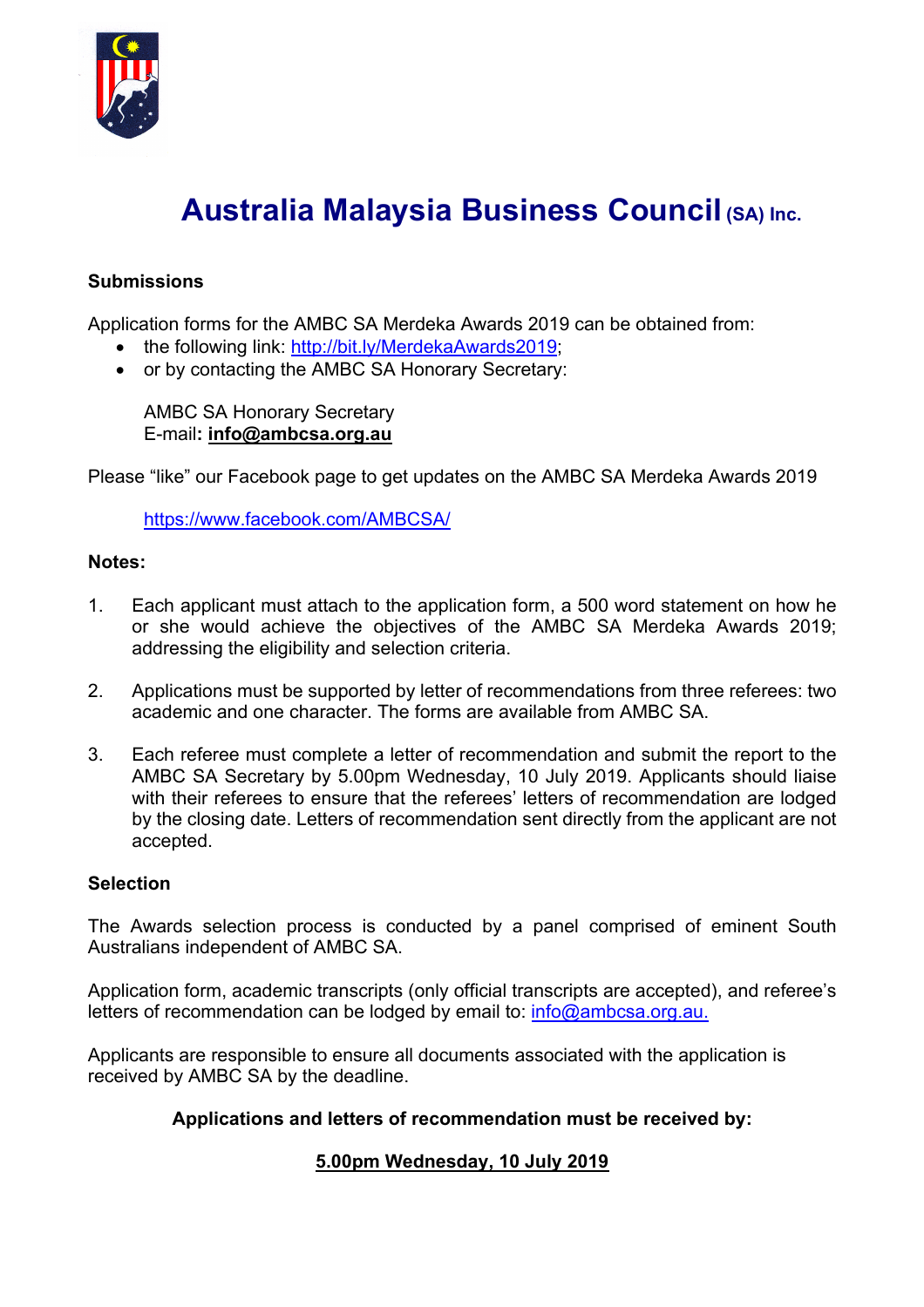# Australia Malaysia Business Council (SA) Inc.

**Submissions**

Application forms for the AMBC SA Merdeka Awards 2019 can be obtained from:

- the following link: http://bit.ly/MerdekaAwards2019;
- or by contacting the AMBC SA Honorary Secretary:

  AMBC SA Honorary Secretary
  E-mail**: info@ambcsa.org.au**

Please "like" our Facebook page to get updates on the AMBC SA Merdeka Awards 2019

https://www.facebook.com/AMBCSA/

**Notes:**

1. Each applicant must attach to the application form, a 500 word statement on how he or she would achieve the objectives of the AMBC SA Merdeka Awards 2019; addressing the eligibility and selection criteria.

2. Applications must be supported by letter of recommendations from three referees: two academic and one character. The forms are available from AMBC SA.

3. Each referee must complete a letter of recommendation and submit the report to the AMBC SA Secretary by 5.00pm Wednesday, 10 July 2019. Applicants should liaise with their referees to ensure that the referees' letters of recommendation are lodged by the closing date. Letters of recommendation sent directly from the applicant are not accepted.

**Selection**

The Awards selection process is conducted by a panel comprised of eminent South Australians independent of AMBC SA.

Application form, academic transcripts (only official transcripts are accepted), and referee's letters of recommendation can be lodged by email to: info@ambcsa.org.au.

Applicants are responsible to ensure all documents associated with the application is received by AMBC SA by the deadline.

**Applications and letters of recommendation must be received by:**

**5.00pm Wednesday, 10 July 2019**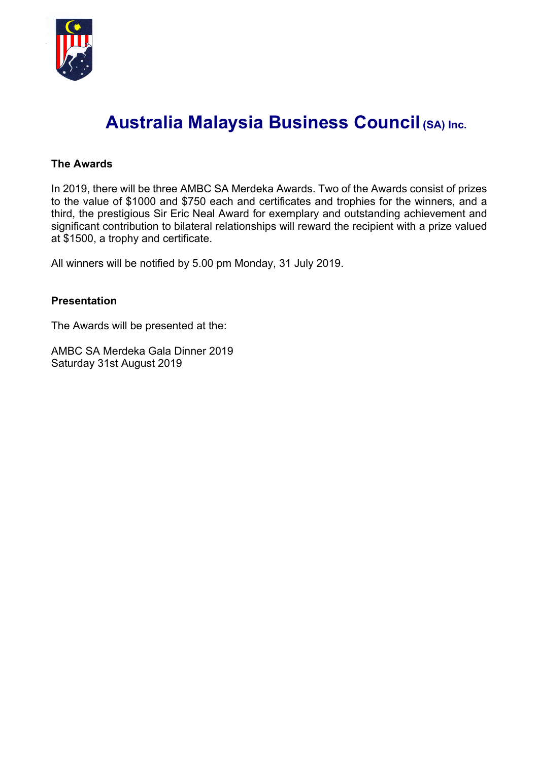# Australia Malaysia Business Council (SA) Inc.

**The Awards**

In 2019, there will be three AMBC SA Merdeka Awards. Two of the Awards consist of prizes to the value of $1000 and $750 each and certificates and trophies for the winners, and a third, the prestigious Sir Eric Neal Award for exemplary and outstanding achievement and significant contribution to bilateral relationships will reward the recipient with a prize valued at $1500, a trophy and certificate.

All winners will be notified by 5.00 pm Monday, 31 July 2019.

**Presentation**

The Awards will be presented at the:

AMBC SA Merdeka Gala Dinner 2019
Saturday 31st August 2019